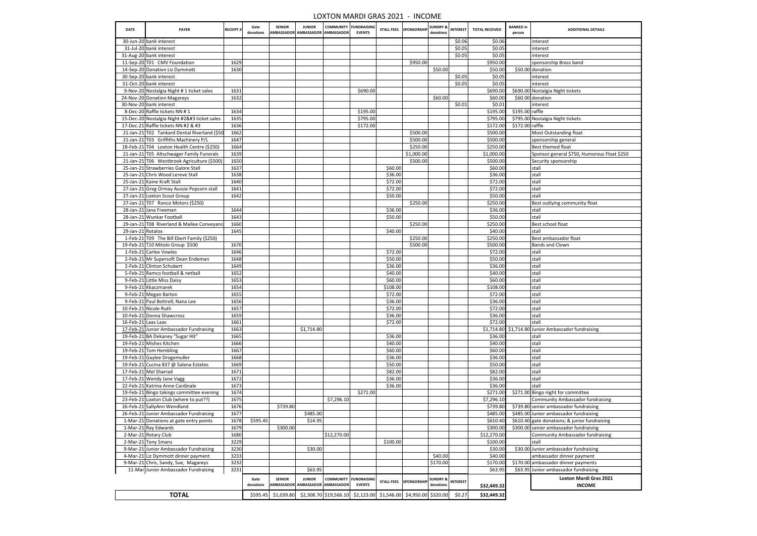# LOXTON MARDI GRAS 2021 - INCOME

| DATE | PAYER | RECEIPT # | Gate donations | SENIOR AMBASSADOR | JUNIOR AMBASSADOR | COMMUNITY AMBASSADOR | FUNDRAISING EVENTS | STALL FEES | SPONSORSHIP | SUNDRY & donations | INTEREST | TOTAL RECEIVED | BANKED in person | ADDITIONAL DETAILS |
|---|---|---|---|---|---|---|---|---|---|---|---|---|---|---|
| 30-Jun-20 | bank interest | | | | | | | | | | $0.06 | $0.06 | | interest |
| 31-Jul-20 | bank interest | | | | | | | | | | $0.05 | $0.05 | | interest |
| 31-Aug-20 | bank interest | | | | | | | | | | $0.05 | $0.05 | | interest |
| 11-Sep-20 | T01 CMV Foundation | 1629 | | | | | | | $950.00 | | | $950.00 | | sponsorship Brass band |
| 14-Sep-20 | Donation Liz Dymmott | 1630 | | | | | | | | $50.00 | | $50.00 | $50.00 | donation |
| 30-Sep-20 | bank interest | | | | | | | | | | $0.05 | $0.05 | | interest |
| 31-Oct-20 | bank interest | | | | | | | | | | $0.05 | $0.05 | | interest |
| 9-Nov-20 | Nostalgia Night # 1 ticket sales | 1631 | | | | | $690.00 | | | | | $690.00 | $690.00 | Nostalgia Night tickets |
| 24-Nov-20 | Donation Magareys | 1632 | | | | | | | | $60.00 | | $60.00 | $60.00 | donation |
| 30-Nov-20 | bank interest | | | | | | | | | | $0.01 | $0.01 | | interest |
| 8-Dec-20 | Raffle tickets NN # 1 | 1634 | | | | | $195.00 | | | | | $195.00 | $195.00 | raffle |
| 15-Dec-20 | Nostalgia Night #2&#3 ticket sales | 1635 | | | | | $795.00 | | | | | $795.00 | $795.00 | Nostalgia Night tickets |
| 17-Dec-21 | Raffle tickets NN #2 & #3 | 1636 | | | | | $172.00 | | | | | $172.00 | $172.00 | raffle |
| 21-Jan-21 | T02 Tankard Dental Riverland ($50 | 1662 | | | | | | | $500.00 | | | $500.00 | | Most Outstanding float |
| 21-Jan-21 | T03 Griffiths Machinery P/L | 1647 | | | | | | | $500.00 | | | $500.00 | | sponsorship general |
| 18-Feb-21 | T04 Loxton Health Centre ($250) | 1664 | | | | | | | $250.00 | | | $250.00 | | Best themed float |
| 21-Jan-21 | T05 Altschwager Family Funerals | 1639 | | | | | | | $1,000.00 | | | $1,000.00 | | Sponsor general $750, Humorous Float $250 |
| 21-Jan-21 | T06 Westbrook Agriculture ($500) | 1650 | | | | | | | $500.00 | | | $500.00 | | Security sponsorship |
| 25-Jan-21 | Strawberries Galore Stall | 1637 | | | | | | $60.00 | | | | $60.00 | | stall |
| 25-Jan-21 | Chris Wood Lereve Stall | 1638 | | | | | | $36.00 | | | | $36.00 | | stall |
| 25-Jan-21 | Kaine Kraft Stall | 1640 | | | | | | $72.00 | | | | $72.00 | | stall |
| 27-Jan-21 | Greg Ormay Aussie Popcorn stall | 1641 | | | | | | $72.00 | | | | $72.00 | | stall |
| 27-Jan-21 | Loxton Scout Group | 1642 | | | | | | $50.00 | | | | $50.00 | | stall |
| 27-Jan-21 | T07 Ronco Motors ($250) | | | | | | | | $250.00 | | | $250.00 | | Best outlying community float |
| 28-Jan-21 | Jana Freeman | 1644 | | | | | | $36.00 | | | | $36.00 | | stall |
| 28-Jan-21 | Wunkar Football | 1643 | | | | | | $50.00 | | | | $50.00 | | stall |
| 29-Jan-21 | T08 Riverland & Mallee Conveyanc | 1660 | | | | | | | $250.00 | | | $250.00 | | Best school float |
| 29-Jan-21 | Rotalox | 1645 | | | | | | $40.00 | | | | $40.00 | | stall |
| 1-Feb-21 | T09 The Bill Ebert Family ($250) | | | | | | | | $250.00 | | | $250.00 | | Best ambassador float |
| 19-Feb-21 | T10 Mitolo Group $500 | 1670 | | | | | | | $500.00 | | | $500.00 | | Bands and Clown |
| 1-Feb-21 | Carlee Vowles | 1646 | | | | | | $72.00 | | | | $72.00 | | stall |
| 2-Feb-21 | Mr Supersoft Dean Endeman | 1648 | | | | | | $50.00 | | | | $50.00 | | stall |
| 2-Feb-21 | Clinton Schubert | 1649 | | | | | | $36.00 | | | | $36.00 | | stall |
| 5-Feb-21 | Ramco football & netball | 1652 | | | | | | $40.00 | | | | $40.00 | | stall |
| 9-Feb-21 | Little Miss Daisy | 1653 | | | | | | $60.00 | | | | $60.00 | | stall |
| 9-Feb-21 | Kkaczmarek | 1654 | | | | | | $108.00 | | | | $108.00 | | stall |
| 9-Feb-21 | Megan Barton | 1655 | | | | | | $72.00 | | | | $72.00 | | stall |
| 9-Feb-21 | Paul Bottrell; Nana Lee | 1656 | | | | | | $36.00 | | | | $36.00 | | stall |
| 10-Feb-21 | Nicole Ruth | 1657 | | | | | | $72.00 | | | | $72.00 | | stall |
| 10-Feb-21 | Donna Shawcross | 1659 | | | | | | $36.00 | | | | $36.00 | | stall |
| 16-Feb-21 | Laas Laas | 1661 | | | | | | $72.00 | | | | $72.00 | | stall |
| 17-Feb-21 | Junior Ambassador Fundraising | 1663 | | | $1,714.80 | | | | | | | $1,714.80 | $1,714.80 | Junior Ambassador fundraising |
| 19-Feb-21 | BA Dekaney "Sugar Hit" | 1665 | | | | | | $36.00 | | | | $36.00 | | stall |
| 19-Feb-21 | Mishes Kitchen | 1666 | | | | | | $40.00 | | | | $40.00 | | stall |
| 19-Feb-21 | Tom Hembling | 1667 | | | | | | $60.00 | | | | $60.00 | | stall |
| 19-Feb-21 | Gaylee Drogemuller | 1668 | | | | | | $36.00 | | | | $36.00 | | stall |
| 19-Feb-21 | Cucina 837 @ Salena Estates | 1669 | | | | | | $50.00 | | | | $50.00 | | stall |
| 17-Feb-21 | Mel Sharrad | 1671 | | | | | | $82.00 | | | | $82.00 | | stall |
| 17-Feb-21 | Wendy Jane Vagg | 1672 | | | | | | $36.00 | | | | $36.00 | | stall |
| 22-Feb-21 | Katrina Anne Cardinale | 1673 | | | | | | $36.00 | | | | $36.00 | | stall |
| 19-Feb-21 | Bingo takings committee evening | 1674 | | | | | $271.00 | | | | | $271.00 | $271.00 | Bingo night for committee |
| 23-Feb-21 | Loxton Club (where to put??) | 1675 | | | | $7,296.10 | | | | | | $7,296.10 | | Community Ambassador fundraising |
| 26-Feb-21 | SallyAnn Wendland | 1676 | | $739.80 | | | | | | | | $739.80 | $739.80 | senior ambassador fundraising |
| 26-Feb-21 | Junior Ambassador Fundraising | 1677 | | | $485.00 | | | | | | | $485.00 | $485.00 | Junior ambassador fundraising |
| 1-Mar-21 | Donations at gate entry points | 1678 | $595.45 | | $14.95 | | | | | | | $610.40 | $610.40 | gate donations; & junior fundraising |
| 1-Mar-21 | Ray Edwards | 1679 | | $300.00 | | | | | | | | $300.00 | $300.00 | senior ambassador fundraising |
| 2-Mar-21 | Rotary Club | 1680 | | | | $12,270.00 | | | | | | $12,270.00 | | Community Ambassador fundraising |
| 2-Mar-21 | Tony Smans | 3229 | | | | | | $100.00 | | | | $100.00 | | stall |
| 9-Mar-21 | Junior Ambassador Fundraising | 3230 | | | $30.00 | | | | | | | $30.00 | $30.00 | Junior ambassador fundraising |
| 4-Mar-21 | Liz Dymmott dinner payment | 3233 | | | | | | | | $40.00 | | $40.00 | | ambassador dinner payment |
| 9-Mar-21 | Chris, Sandy, Sue, Magareys | 3232 | | | | | | | | $170.00 | | $170.00 | $170.00 | ambassador dinner payments |
| 11-Mar | Junior Ambassador Fundraising | 3231 | | | $63.95 | | | | | | | $63.95 | $63.95 | Junior ambassador fundraising |
| | | | Gate donations | SENIOR AMBASSADOR | JUNIOR AMBASSADOR | COMMUNITY AMBASSADOR | FUNDRAISING EVENTS | STALL FEES | SPONSORSHIP | SUNDRY & donations | INTEREST | $32,449.32 | | Loxton Mardi Gras 2021 INCOME |
| **TOTAL** | | | $595.45 | $1,039.80 | $2,308.70 | $19,566.10 | $2,123.00 | $1,546.00 | $4,950.00 | $320.00 | $0.27 | $32,449.32 | | |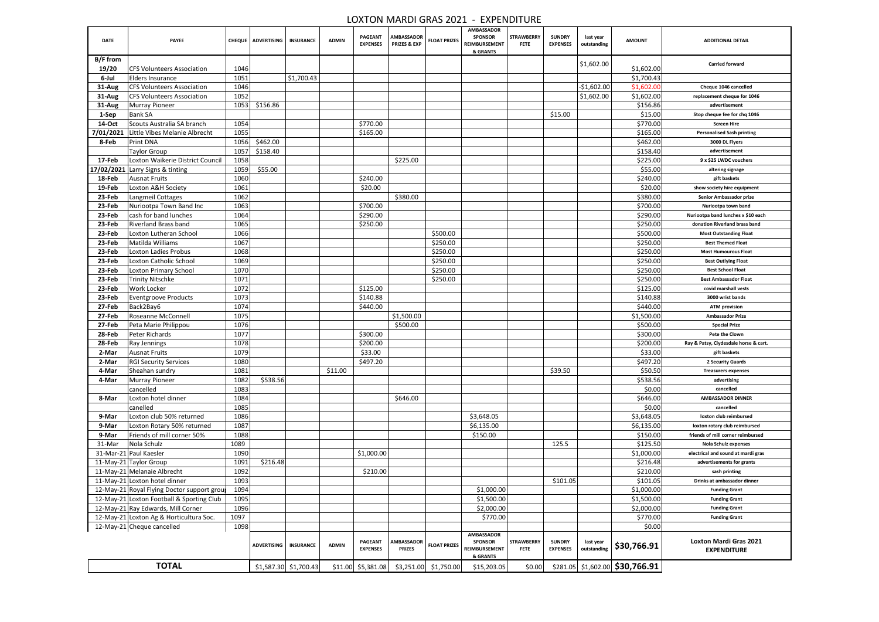# LOXTON MARDI GRAS 2021 - EXPENDITURE

| DATE | PAYEE | CHEQUE | ADVERTISING | INSURANCE | ADMIN | PAGEANT EXPENSES | AMBASSADOR PRIZES & EXP | FLOAT PRIZES | AMBASSADOR SPONSOR REIMBURSEMENT & GRANTS | STRAWBERRY FETE | SUNDRY EXPENSES | last year outstanding | AMOUNT | ADDITIONAL DETAIL |
|---|---|---|---|---|---|---|---|---|---|---|---|---|---|---|
| B/F from 19/20 | CFS Volunteers Association | 1046 | | | | | | | | | | $1,602.00 | $1,602.00 | Carried forward |
| 6-Jul | Elders Insurance | 1051 | | $1,700.43 | | | | | | | | | $1,700.43 | |
| 31-Aug | CFS Volunteers Association | 1046 | | | | | | | | | | -$1,602.00 | $1,602.00 | Cheque 1046 cancelled |
| 31-Aug | CFS Volunteers Association | 1052 | | | | | | | | | | $1,602.00 | $1,602.00 | replacement cheque for 1046 |
| 31-Aug | Murray Pioneer | 1053 | $156.86 | | | | | | | | | | $156.86 | advertisement |
| 1-Sep | Bank SA | | | | | | | | | | $15.00 | | $15.00 | Stop cheque fee for chq 1046 |
| 14-Oct | Scouts Australia SA branch | 1054 | | | | $770.00 | | | | | | | $770.00 | Screen Hire |
| 7/01/2021 | Little Vibes Melanie Albrecht | 1055 | | | | $165.00 | | | | | | | $165.00 | Personalised Sash printing |
| 8-Feb | Print DNA | 1056 | $462.00 | | | | | | | | | | $462.00 | 3000 DL Flyers |
| | Taylor Group | 1057 | $158.40 | | | | | | | | | | $158.40 | advertisement |
| 17-Feb | Loxton Waikerie District Council | 1058 | | | | | $225.00 | | | | | | $225.00 | 9 x $25 LWDC vouchers |
| 17/02/2021 | Larry Signs & tinting | 1059 | $55.00 | | | | | | | | | | $55.00 | altering signage |
| 18-Feb | Ausnat Fruits | 1060 | | | | $240.00 | | | | | | | $240.00 | gift baskets |
| 19-Feb | Loxton A&H Society | 1061 | | | | $20.00 | | | | | | | $20.00 | show society hire equipment |
| 23-Feb | Langmeil Cottages | 1062 | | | | | $380.00 | | | | | | $380.00 | Senior Ambassador prize |
| 23-Feb | Nuriootpa Town Band Inc | 1063 | | | | $700.00 | | | | | | | $700.00 | Nuriootpa town band |
| 23-Feb | cash for band lunches | 1064 | | | | $290.00 | | | | | | | $290.00 | Nuriootpa band lunches x $10 each |
| 23-Feb | Riverland Brass band | 1065 | | | | $250.00 | | | | | | | $250.00 | donation Riverland brass band |
| 23-Feb | Loxton Lutheran School | 1066 | | | | | | $500.00 | | | | | $500.00 | Most Outstanding Float |
| 23-Feb | Matilda Williams | 1067 | | | | | | $250.00 | | | | | $250.00 | Best Themed Float |
| 23-Feb | Loxton Ladies Probus | 1068 | | | | | | $250.00 | | | | | $250.00 | Most Humourous Float |
| 23-Feb | Loxton Catholic School | 1069 | | | | | | $250.00 | | | | | $250.00 | Best Outlying Float |
| 23-Feb | Loxton Primary School | 1070 | | | | | | $250.00 | | | | | $250.00 | Best School Float |
| 23-Feb | Trinity Nitschke | 1071 | | | | | | $250.00 | | | | | $250.00 | Best Ambassador Float |
| 23-Feb | Work Locker | 1072 | | | | $125.00 | | | | | | | $125.00 | covid marshall vests |
| 23-Feb | Eventgroove Products | 1073 | | | | $140.88 | | | | | | | $140.88 | 3000 wrist bands |
| 27-Feb | Back2Bay6 | 1074 | | | | $440.00 | | | | | | | $440.00 | ATM provision |
| 27-Feb | Roseanne McConnell | 1075 | | | | | $1,500.00 | | | | | | $1,500.00 | Ambassador Prize |
| 27-Feb | Peta Marie Philippou | 1076 | | | | | $500.00 | | | | | | $500.00 | Special Prize |
| 28-Feb | Peter Richards | 1077 | | | | $300.00 | | | | | | | $300.00 | Pete the Clown |
| 28-Feb | Ray Jennings | 1078 | | | | $200.00 | | | | | | | $200.00 | Ray & Patsy, Clydesdale horse & cart. |
| 2-Mar | Ausnat Fruits | 1079 | | | | $33.00 | | | | | | | $33.00 | gift baskets |
| 2-Mar | RGI Security Services | 1080 | | | | $497.20 | | | | | | | $497.20 | 2 Security Guards |
| 4-Mar | Sheahan sundry | 1081 | | | $11.00 | | | | | | $39.50 | | $50.50 | Treasurers expenses |
| 4-Mar | Murray Pioneer | 1082 | $538.56 | | | | | | | | | | $538.56 | advertising |
| | cancelled | 1083 | | | | | | | | | | | $0.00 | cancelled |
| 8-Mar | Loxton hotel dinner | 1084 | | | | | $646.00 | | | | | | $646.00 | AMBASSADOR DINNER |
| | canelled | 1085 | | | | | | | | | | | $0.00 | cancelled |
| 9-Mar | Loxton club 50% returned | 1086 | | | | | | | $3,648.05 | | | | $3,648.05 | loxton club reimbursed |
| 9-Mar | Loxton Rotary 50% returned | 1087 | | | | | | | $6,135.00 | | | | $6,135.00 | loxton rotary club reimbursed |
| 9-Mar | Friends of mill corner 50% | 1088 | | | | | | | $150.00 | | | | $150.00 | friends of mill corner reimbursed |
| 31-Mar | Nola Schulz | 1089 | | | | | | | | | 125.5 | | $125.50 | Nola Schulz expenses |
| 31-Mar-21 | Paul Kaesler | 1090 | | | | $1,000.00 | | | | | | | $1,000.00 | electrical and sound at mardi gras |
| 11-May-21 | Taylor Group | 1091 | $216.48 | | | | | | | | | | $216.48 | advertisements for grants |
| 11-May-21 | Melanaie Albrecht | 1092 | | | | $210.00 | | | | | | | $210.00 | sash printing |
| 11-May-21 | Loxton hotel dinner | 1093 | | | | | | | | | $101.05 | | $101.05 | Drinks at ambassador dinner |
| 12-May-21 | Royal Flying Doctor support grou | 1094 | | | | | | | $1,000.00 | | | | $1,000.00 | Funding Grant |
| 12-May-21 | Loxton Football & Sporting Club | 1095 | | | | | | | $1,500.00 | | | | $1,500.00 | Funding Grant |
| 12-May-21 | Ray Edwards, Mill Corner | 1096 | | | | | | | $2,000.00 | | | | $2,000.00 | Funding Grant |
| 12-May-21 | Loxton Ag & Horticultura Soc. | 1097 | | | | | | | $770.00 | | | | $770.00 | Funding Grant |
| 12-May-21 | Cheque cancelled | 1098 | | | | | | | | | | | $0.00 | |
| | | | ADVERTISING | INSURANCE | ADMIN | PAGEANT EXPENSES | AMBASSADOR PRIZES | FLOAT PRIZES | AMBASSADOR SPONSOR REIMBURSEMENT & GRANTS | STRAWBERRY FETE | SUNDRY EXPENSES | last year outstanding | $30,766.91 | Loxton Mardi Gras 2021 EXPENDITURE |
| **TOTAL** | | | $1,587.30 | $1,700.43 | $11.00 | $5,381.08 | $3,251.00 | $1,750.00 | $15,203.05 | $0.00 | $281.05 | $1,602.00 | **$30,766.91** | |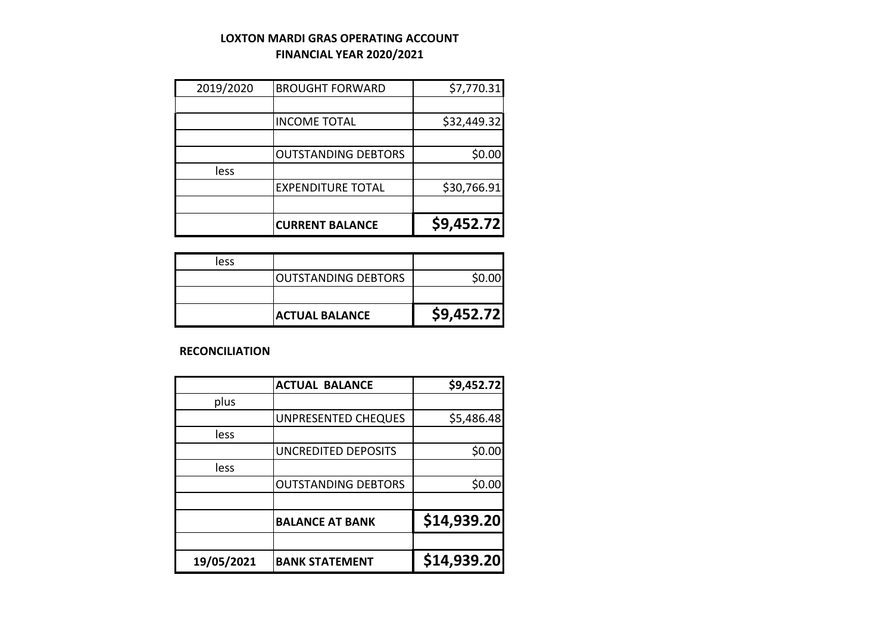**LOXTON MARDI GRAS OPERATING ACCOUNT**
**FINANCIAL YEAR 2020/2021**

| | | |
|---|---|---|
| 2019/2020 | BROUGHT FORWARD | $7,770.31 |
| | | |
| | INCOME TOTAL | $32,449.32 |
| | | |
| | OUTSTANDING DEBTORS | $0.00 |
| less | | |
| | EXPENDITURE TOTAL | $30,766.91 |
| | | |
| | **CURRENT BALANCE** | **$9,452.72** |

| | | |
|---|---|---|
| less | | |
| | OUTSTANDING DEBTORS | $0.00 |
| | | |
| | **ACTUAL BALANCE** | **$9,452.72** |

**RECONCILIATION**

| | | |
|---|---|---|
| | **ACTUAL BALANCE** | **$9,452.72** |
| plus | | |
| | UNPRESENTED CHEQUES | $5,486.48 |
| less | | |
| | UNCREDITED DEPOSITS | $0.00 |
| less | | |
| | OUTSTANDING DEBTORS | $0.00 |
| | | |
| | **BALANCE AT BANK** | **$14,939.20** |
| | | |
| **19/05/2021** | **BANK STATEMENT** | **$14,939.20** |